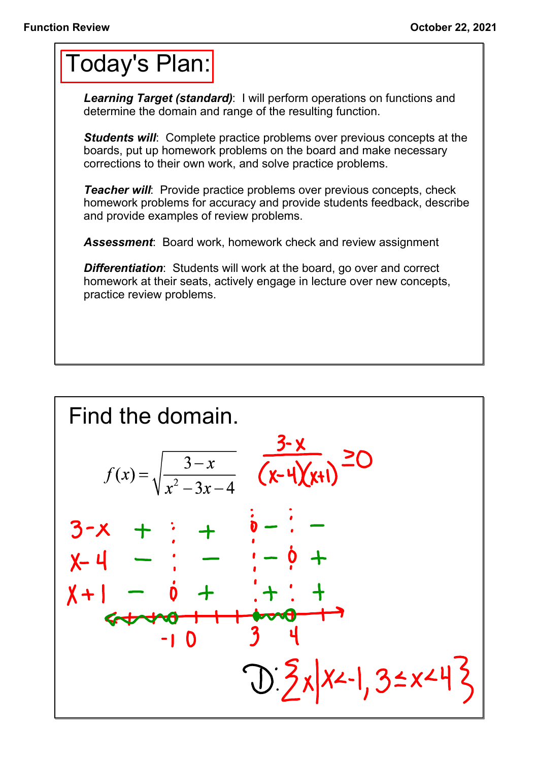# Today's Plan:

***Learning Target (standard)***: I will perform operations on functions and determine the domain and range of the resulting function.

***Students will***: Complete practice problems over previous concepts at the boards, put up homework problems on the board and make necessary corrections to their own work, and solve practice problems.

***Teacher will***: Provide practice problems over previous concepts, check homework problems for accuracy and provide students feedback, describe and provide examples of review problems.

***Assessment***: Board work, homework check and review assignment

***Differentiation***: Students will work at the board, go over and correct homework at their seats, actively engage in lecture over new concepts, practice review problems.

# Find the domain.

$$f(x) = \sqrt{\frac{3-x}{x^2-3x-4}}$$

$$\frac{3-x}{(x-4)(x+1)} \geq 0$$

| | | -1 | | 3 | | 4 | |
|---|---|---|---|---|---|---|---|
| $3-x$ | + | | + | 0 | − | | − |
| $x-4$ | − | | − | | − | 0 | + |
| $x+1$ | − | 0 | + | | + | | + |

Number line points: −1, 0, 3, 4

$$D: \{x \mid x < -1,\ 3 \leq x < 4\}$$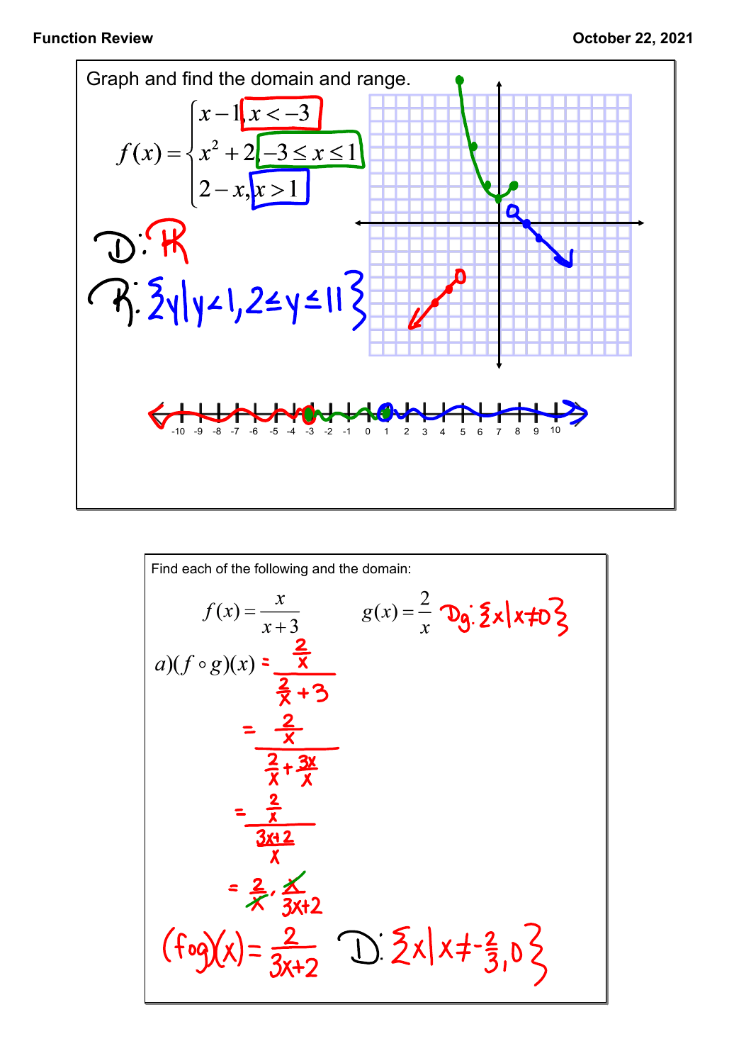Function Review

October 22, 2021

Graph and find the domain and range.

$$f(x) = \begin{cases} x-1, & x < -3 \\ x^2+2, & -3 \le x \le 1 \\ 2-x, & x > 1 \end{cases}$$

D: $\mathbb{R}$

R: $\{y \mid y < 1, 2 \le y \le 11\}$

Find each of the following and the domain:

$$f(x) = \frac{x}{x+3} \qquad g(x) = \frac{2}{x}$$

$D_g: \{x \mid x \ne 0\}$

a) $(f \circ g)(x) = \dfrac{\frac{2}{x}}{\frac{2}{x}+3}$

$= \dfrac{\frac{2}{x}}{\frac{2}{x}+\frac{3x}{x}}$

$= \dfrac{\frac{2}{x}}{\frac{3x+2}{x}}$

$= \dfrac{2}{x} \cdot \dfrac{x}{3x+2}$

$(f \circ g)(x) = \dfrac{2}{3x+2}$  D: $\{x \mid x \ne -\frac{2}{3}, 0\}$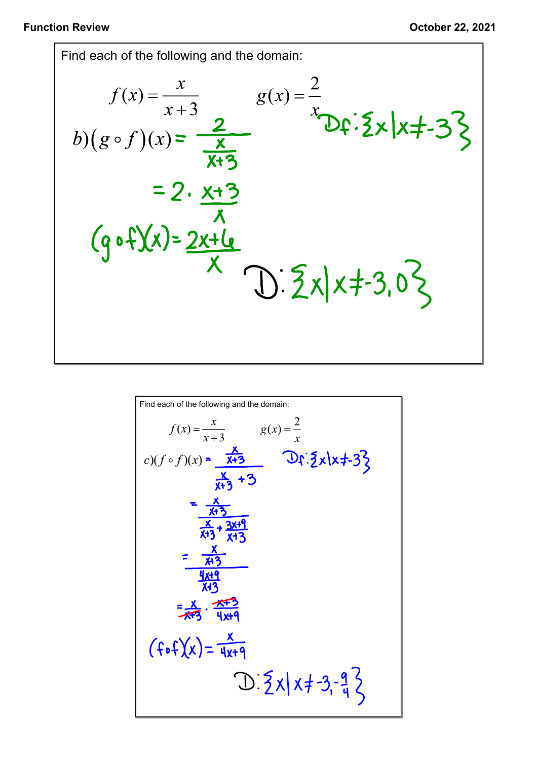Find each of the following and the domain:

$$f(x) = \frac{x}{x+3} \qquad g(x) = \frac{2}{x}$$

$D_f: \{x \mid x \neq -3\}$

$$b)\ (g \circ f)(x) = \frac{2}{\frac{x}{x+3}}$$

$$= 2 \cdot \frac{x+3}{x}$$

$$(g \circ f)(x) = \frac{2x+6}{x}$$

$D: \{x \mid x \neq -3, 0\}$

Find each of the following and the domain:

$$f(x) = \frac{x}{x+3} \qquad g(x) = \frac{2}{x}$$

$D_f: \{x \mid x \neq -3\}$

$$c)\ (f \circ f)(x) = \frac{\frac{x}{x+3}}{\frac{x}{x+3} + 3}$$

$$= \frac{\frac{x}{x+3}}{\frac{x}{x+3} + \frac{3x+9}{x+3}}$$

$$= \frac{\frac{x}{x+3}}{\frac{4x+9}{x+3}}$$

$$= \frac{x}{\cancel{x+3}} \cdot \frac{\cancel{x+3}}{4x+9}$$

$$(f \circ f)(x) = \frac{x}{4x+9}$$

$D: \{x \mid x \neq -3, -\frac{9}{4}\}$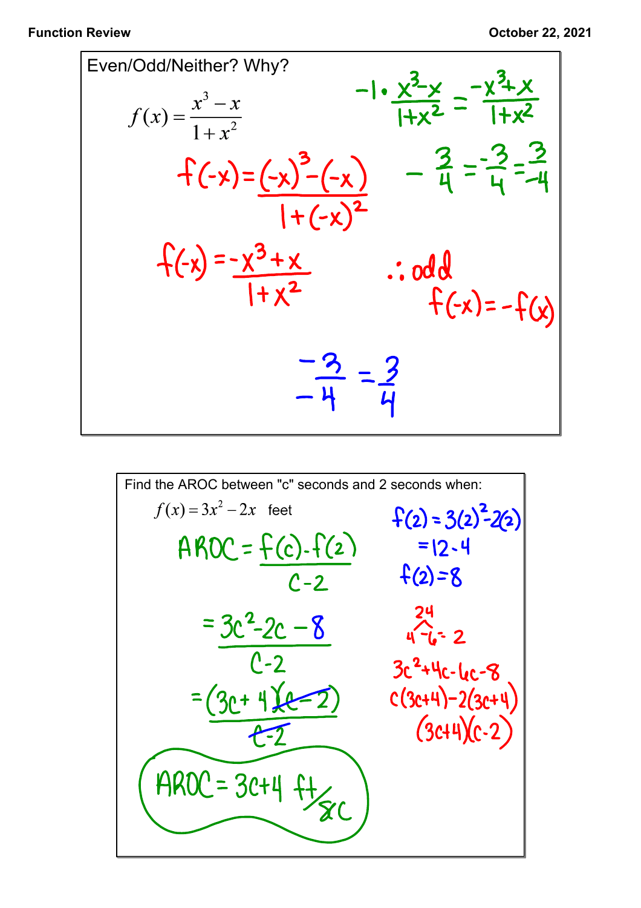**Function Review** — October 22, 2021

Even/Odd/Neither? Why?

$$f(x) = \frac{x^3 - x}{1 + x^2}$$

$$-1 \cdot \frac{x^3 - x}{1 + x^2} = \frac{-x^3 + x}{1 + x^2}$$

$$-\frac{3}{4} = \frac{-3}{4} = \frac{3}{-4}$$

$$f(-x) = \frac{(-x)^3 - (-x)}{1 + (-x)^2}$$

$$f(-x) = \frac{-x^3 + x}{1 + x^2}$$

$\therefore$ odd

$f(-x) = -f(x)$

$$\frac{-3}{-4} = \frac{3}{4}$$

---

Find the AROC between "c" seconds and 2 seconds when:

$f(x) = 3x^2 - 2x$ feet

$$f(2) = 3(2)^2 - 2(2)$$
$$= 12 - 4$$
$$f(2) = 8$$

$$\text{AROC} = \frac{f(c) - f(2)}{c - 2}$$

$$= \frac{3c^2 - 2c - 8}{c - 2}$$

24; $4 \cdot -6$; 2

$3c^2 + 4c - 6c - 8$

$c(3c+4) - 2(3c+4)$

$(3c+4)(c-2)$

$$= \frac{(3c+4)\cancel{(c-2)}}{\cancel{c-2}}$$

**AROC = $3c + 4$ ft/sec**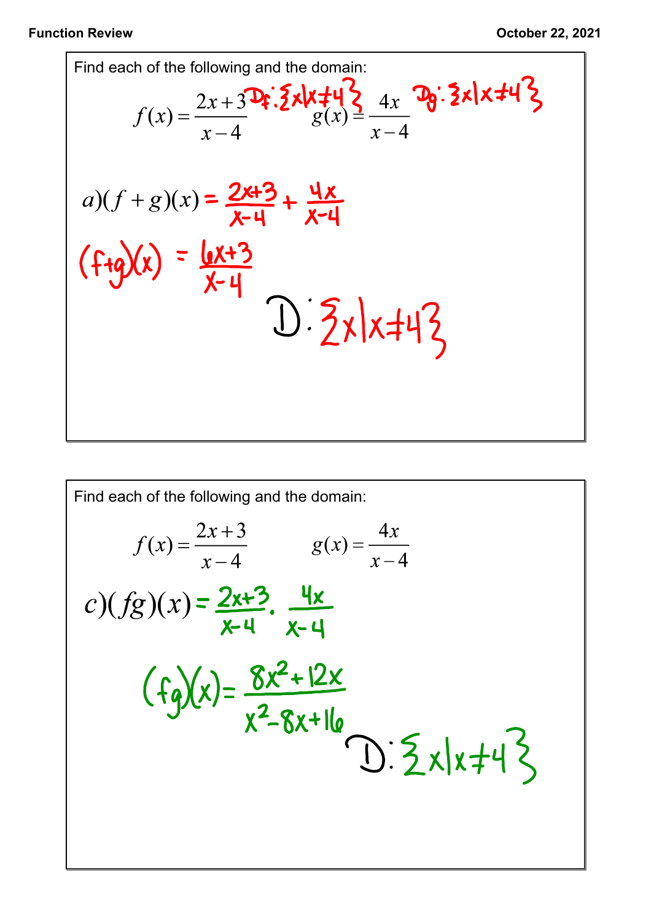Find each of the following and the domain:

$$f(x) = \frac{2x+3}{x-4} \quad D_f: \{x \mid x \neq 4\} \qquad g(x) = \frac{4x}{x-4} \quad D_g: \{x \mid x \neq 4\}$$

$a)(f+g)(x) = \frac{2x+3}{x-4} + \frac{4x}{x-4}$

$(f+g)(x) = \frac{6x+3}{x-4}$

$D: \{x \mid x \neq 4\}$

---

Find each of the following and the domain:

$$f(x) = \frac{2x+3}{x-4} \qquad g(x) = \frac{4x}{x-4}$$

$c)(fg)(x) = \frac{2x+3}{x-4} \cdot \frac{4x}{x-4}$

$(fg)(x) = \frac{8x^2+12x}{x^2-8x+16}$

$D: \{x \mid x \neq 4\}$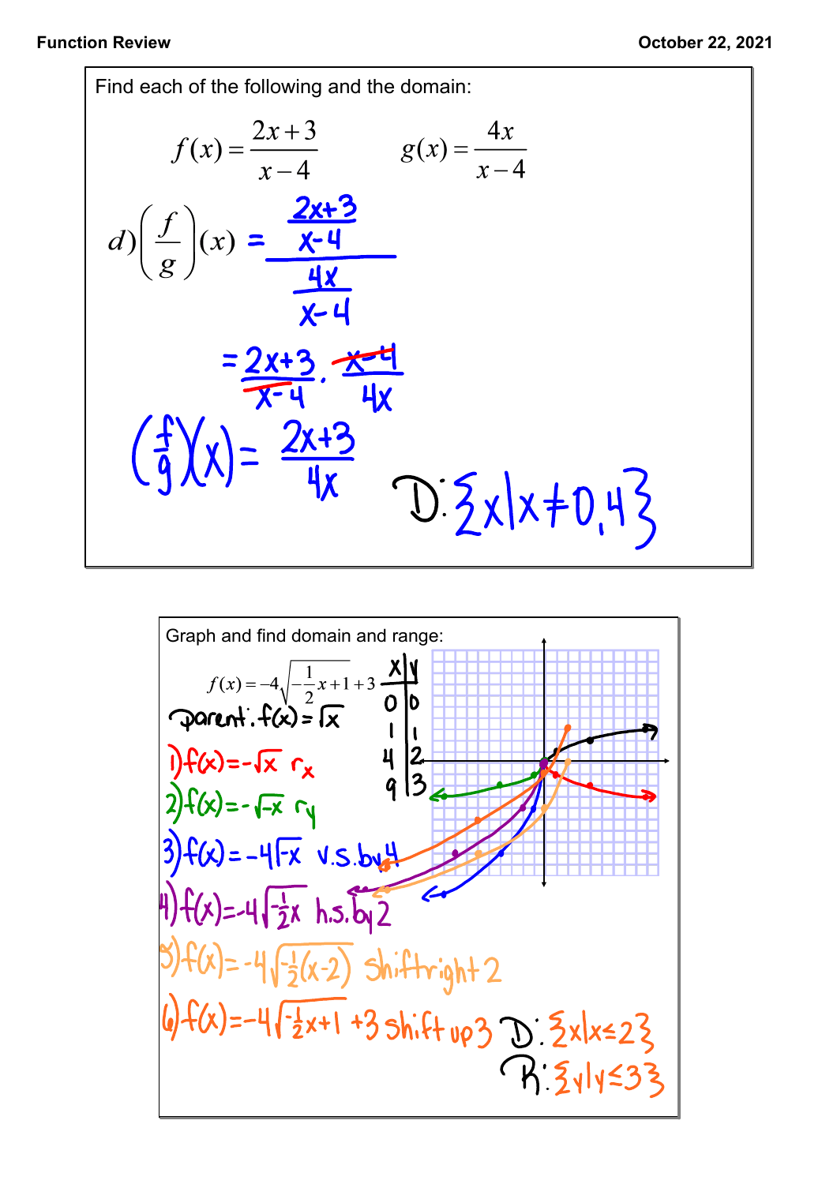Find each of the following and the domain:

$$f(x) = \frac{2x+3}{x-4} \qquad g(x) = \frac{4x}{x-4}$$

$d)\left(\frac{f}{g}\right)(x) = \dfrac{\frac{2x+3}{x-4}}{\frac{4x}{x-4}}$

$= \frac{2x+3}{x-4} \cdot \frac{x-4}{4x}$

$\left(\frac{f}{g}\right)(x) = \frac{2x+3}{4x}$

D: $\{x \mid x \neq 0, 4\}$

---

Graph and find domain and range:

$$f(x) = -4\sqrt{-\frac{1}{2}x+1}+3$$

parent: $f(x) = \sqrt{x}$

| x | y |
|---|---|
| 0 | 0 |
| 1 | 1 |
| 4 | 2 |
| 9 | 3 |

1) $f(x) = -\sqrt{x}$ $r_x$

2) $f(x) = -\sqrt{-x}$ $r_y$

3) $f(x) = -4\sqrt{-x}$ v.s. by 4

4) $f(x) = -4\sqrt{-\frac{1}{2}x}$ h.s. by 2

5) $f(x) = -4\sqrt{-\frac{1}{2}(x-2)}$ shift right 2

6) $f(x) = -4\sqrt{-\frac{1}{2}x+1}+3$ shift up 3

D: $\{x \mid x \leq 2\}$

R: $\{y \mid y \leq 3\}$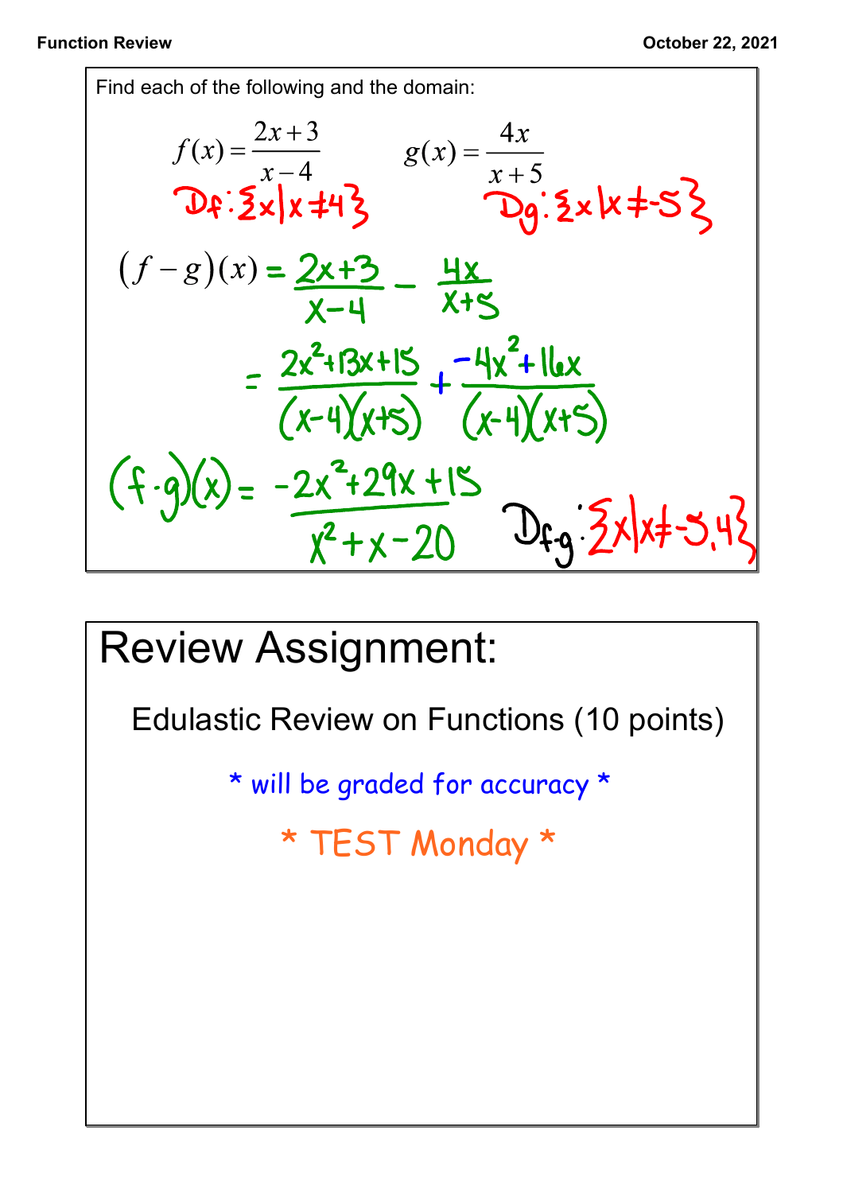Find each of the following and the domain:

$$f(x) = \frac{2x+3}{x-4} \qquad g(x) = \frac{4x}{x+5}$$

$D_f: \{x \mid x \neq 4\}$ $\qquad$ $D_g: \{x \mid x \neq -5\}$

$$(f-g)(x) = \frac{2x+3}{x-4} - \frac{4x}{x+5}$$

$$= \frac{2x^2+13x+15}{(x-4)(x+5)} + \frac{-4x^2+16x}{(x-4)(x+5)}$$

$$(f \cdot g)(x) = \frac{-2x^2+29x+15}{x^2+x-20}$$

$D_{f \cdot g}: \{x \mid x \neq -5, 4\}$

# Review Assignment:

Edulastic Review on Functions (10 points)

* will be graded for accuracy *

* TEST Monday *